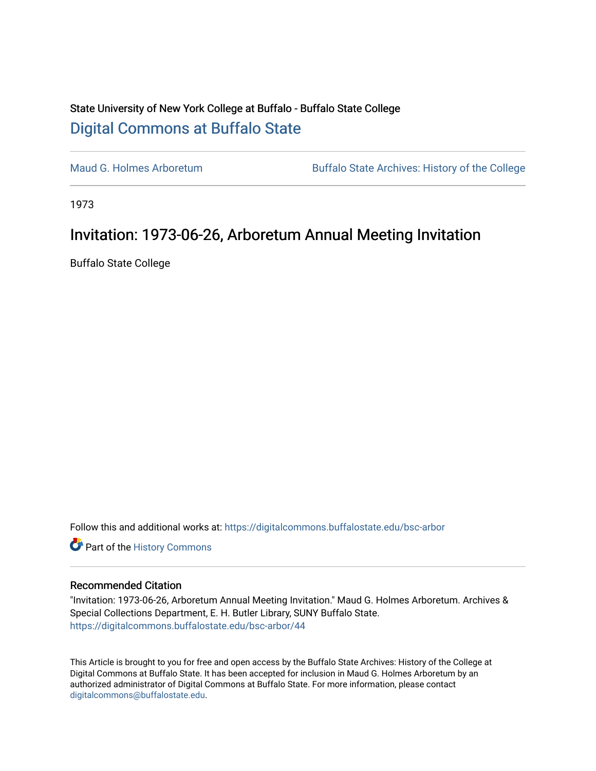State University of New York College at Buffalo - Buffalo State College

## Digital Commons at Buffalo State

Maud G. Holmes Arboretum | Buffalo State Archives: History of the College

1973

# Invitation: 1973-06-26, Arboretum Annual Meeting Invitation

Buffalo State College

Follow this and additional works at: https://digitalcommons.buffalostate.edu/bsc-arbor

Part of the History Commons

### Recommended Citation

"Invitation: 1973-06-26, Arboretum Annual Meeting Invitation." Maud G. Holmes Arboretum. Archives & Special Collections Department, E. H. Butler Library, SUNY Buffalo State. https://digitalcommons.buffalostate.edu/bsc-arbor/44

This Article is brought to you for free and open access by the Buffalo State Archives: History of the College at Digital Commons at Buffalo State. It has been accepted for inclusion in Maud G. Holmes Arboretum by an authorized administrator of Digital Commons at Buffalo State. For more information, please contact digitalcommons@buffalostate.edu.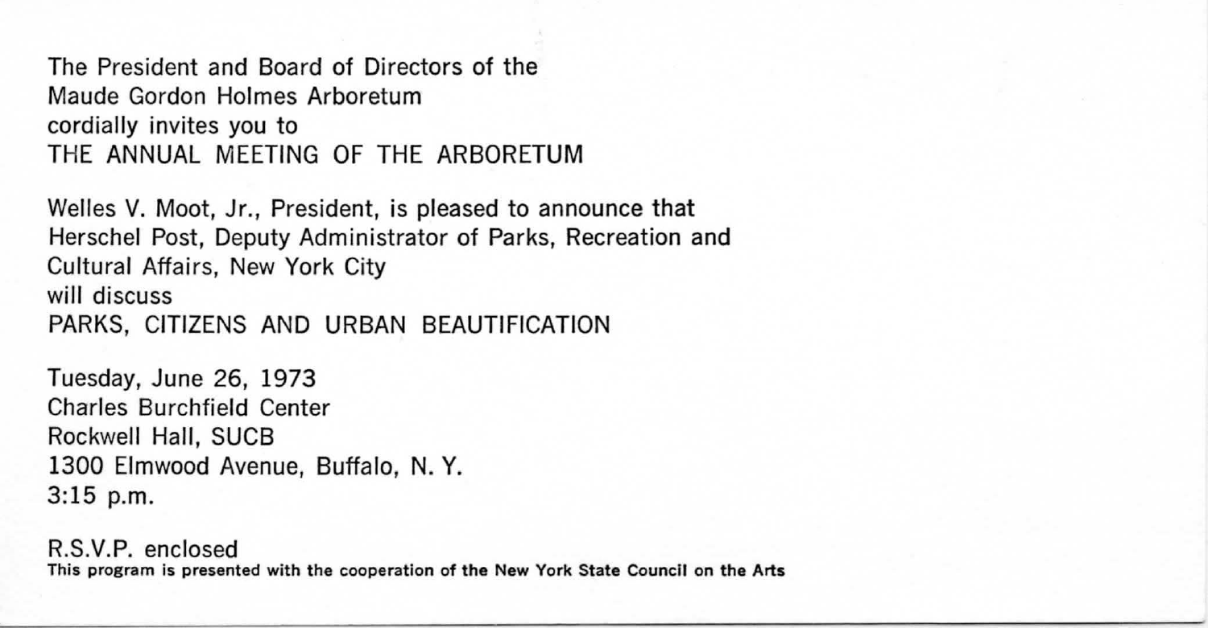The President and Board of Directors of the
Maude Gordon Holmes Arboretum
cordially invites you to
THE ANNUAL MEETING OF THE ARBORETUM

Welles V. Moot, Jr., President, is pleased to announce that
Herschel Post, Deputy Administrator of Parks, Recreation and
Cultural Affairs, New York City
will discuss
PARKS, CITIZENS AND URBAN BEAUTIFICATION

Tuesday, June 26, 1973
Charles Burchfield Center
Rockwell Hall, SUCB
1300 Elmwood Avenue, Buffalo, N. Y.
3:15 p.m.

R.S.V.P. enclosed

**This program is presented with the cooperation of the New York State Council on the Arts**